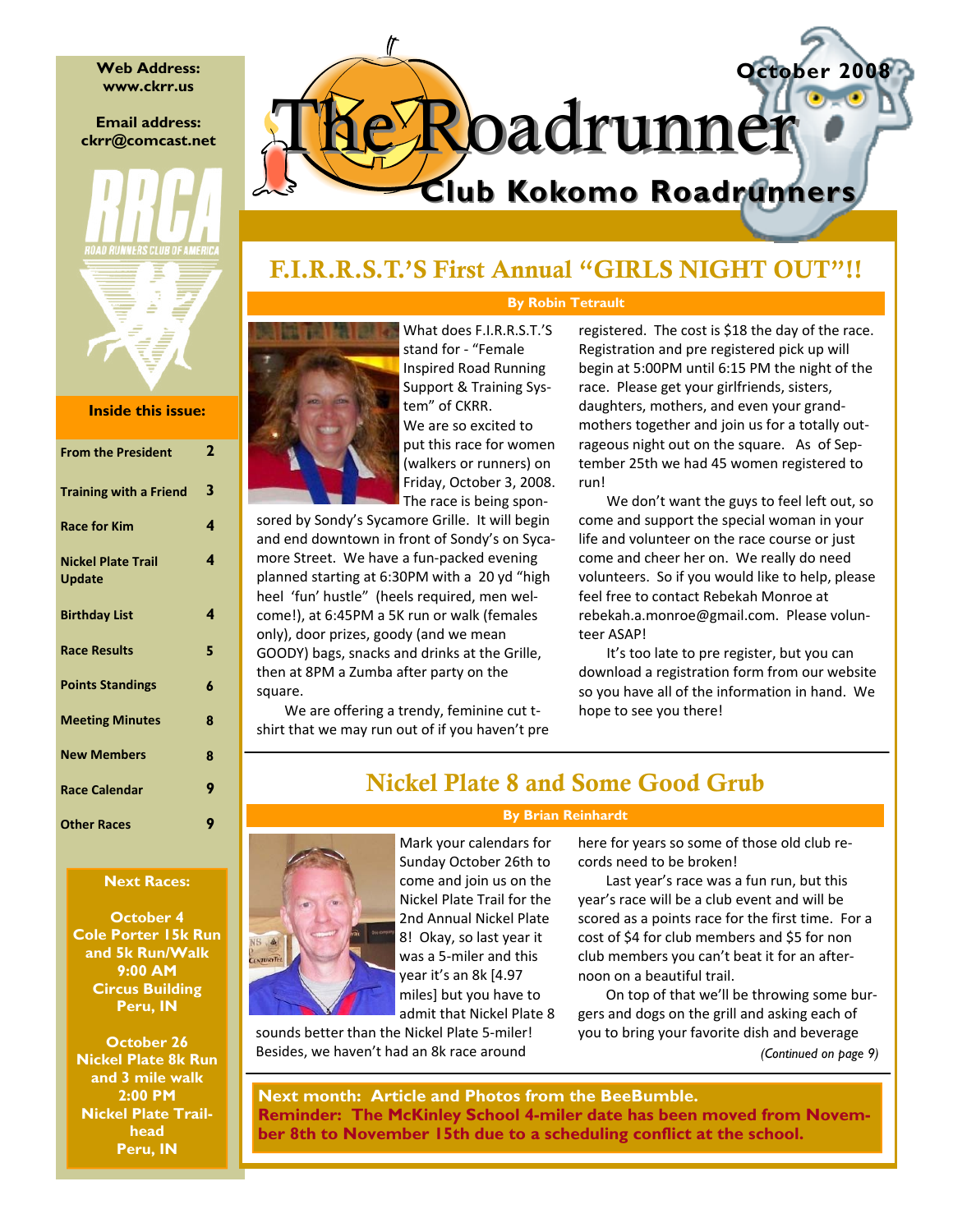# The Roadrunner

**October 2008**

**Club Kokomo Roadrunners**

**Web Address:** www.ckrr.us

**Email address:** ckrr@comcast.net

RRCA ROAD RUNNERS CLUB OF AMERICA

**Inside this issue:**

| | |
|---|---|
| From the President | 2 |
| Training with a Friend | 3 |
| Race for Kim | 4 |
| Nickel Plate Trail Update | 4 |
| Birthday List | 4 |
| Race Results | 5 |
| Points Standings | 6 |
| Meeting Minutes | 8 |
| New Members | 8 |
| Race Calendar | 9 |
| Other Races | 9 |

**Next Races:**

**October 4**
**Cole Porter 15k Run and 5k Run/Walk**
**9:00 AM**
**Circus Building**
**Peru, IN**

**October 26**
**Nickel Plate 8k Run and 3 mile walk**
**2:00 PM**
**Nickel Plate Trailhead**
**Peru, IN**

## F.I.R.R.S.T.'S First Annual "GIRLS NIGHT OUT"!!

**By Robin Tetrault**

What does F.I.R.R.S.T.'S stand for - "Female Inspired Road Running Support & Training System" of CKRR. We are so excited to put this race for women (walkers or runners) on Friday, October 3, 2008. The race is being sponsored by Sondy's Sycamore Grille. It will begin and end downtown in front of Sondy's on Sycamore Street. We have a fun-packed evening planned starting at 6:30PM with a 20 yd "high heel 'fun' hustle" (heels required, men welcome!), at 6:45PM a 5K run or walk (females only), door prizes, goody (and we mean GOODY) bags, snacks and drinks at the Grille, then at 8PM a Zumba after party on the square.

We are offering a trendy, feminine cut t-shirt that we may run out of if you haven't pre registered. The cost is $18 the day of the race. Registration and pre registered pick up will begin at 5:00PM until 6:15 PM the night of the race. Please get your girlfriends, sisters, daughters, mothers, and even your grandmothers together and join us for a totally outrageous night out on the square. As of September 25th we had 45 women registered to run!

We don't want the guys to feel left out, so come and support the special woman in your life and volunteer on the race course or just come and cheer her on. We really do need volunteers. So if you would like to help, please feel free to contact Rebekah Monroe at rebekah.a.monroe@gmail.com. Please volunteer ASAP!

It's too late to pre register, but you can download a registration form from our website so you have all of the information in hand. We hope to see you there!

## Nickel Plate 8 and Some Good Grub

**By Brian Reinhardt**

Mark your calendars for Sunday October 26th to come and join us on the Nickel Plate Trail for the 2nd Annual Nickel Plate 8! Okay, so last year it was a 5-miler and this year it's an 8k [4.97 miles] but you have to admit that Nickel Plate 8 sounds better than the Nickel Plate 5-miler! Besides, we haven't had an 8k race around here for years so some of those old club records need to be broken!

Last year's race was a fun run, but this year's race will be a club event and will be scored as a points race for the first time. For a cost of $4 for club members and $5 for non club members you can't beat it for an afternoon on a beautiful trail.

On top of that we'll be throwing some burgers and dogs on the grill and asking each of you to bring your favorite dish and beverage

*(Continued on page 9)*

**Next month: Article and Photos from the BeeBumble.**
**Reminder: The McKinley School 4-miler date has been moved from November 8th to November 15th due to a scheduling conflict at the school.**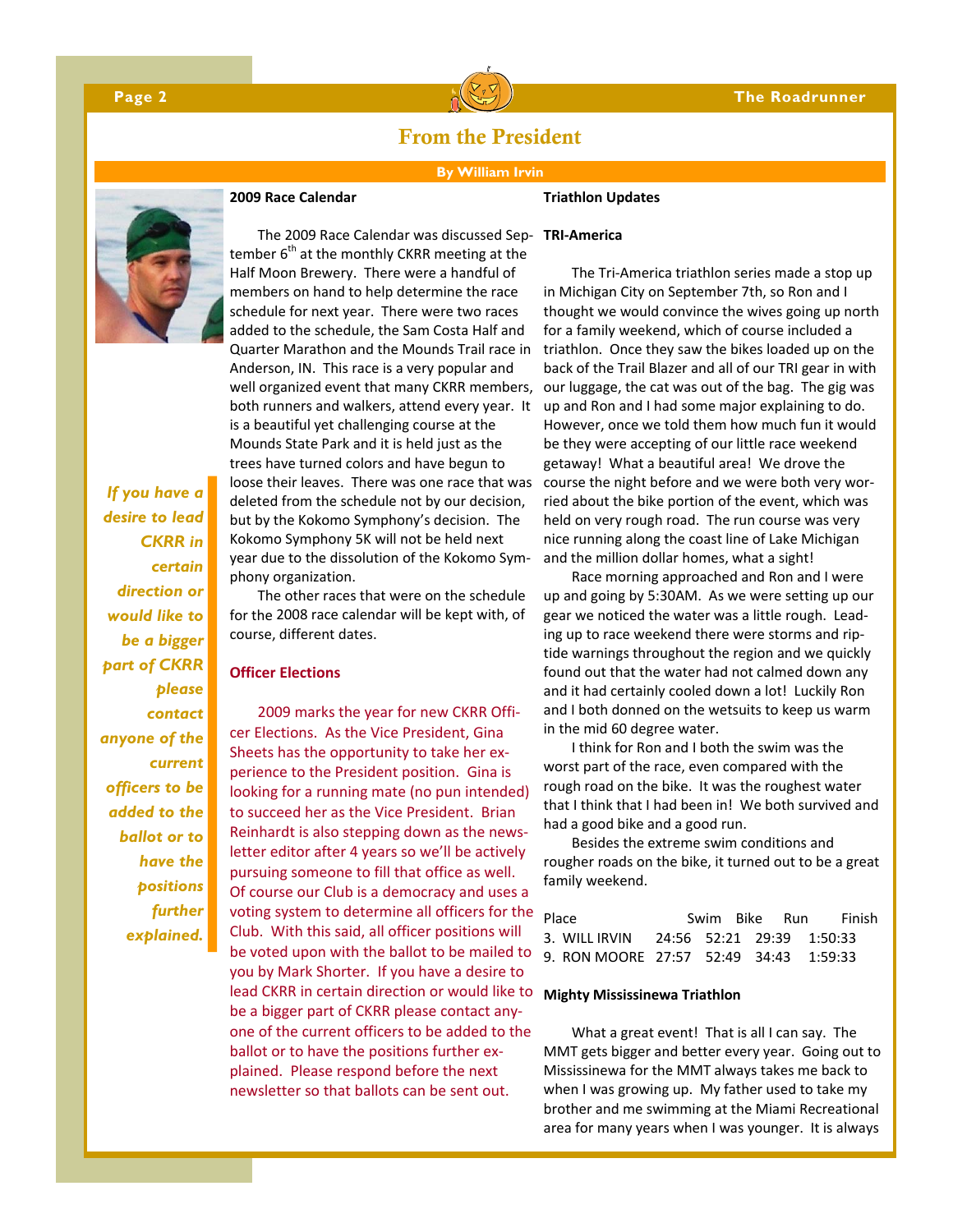## From the President

**By William Irvin**

*If you have a desire to lead CKRR in certain direction or would like to be a bigger part of CKRR please contact anyone of the current officers to be added to the ballot or to have the positions further explained.*

### 2009 Race Calendar

The 2009 Race Calendar was discussed September 6th at the monthly CKRR meeting at the Half Moon Brewery. There were a handful of members on hand to help determine the race schedule for next year. There were two races added to the schedule, the Sam Costa Half and Quarter Marathon and the Mounds Trail race in Anderson, IN. This race is a very popular and well organized event that many CKRR members, both runners and walkers, attend every year. It is a beautiful yet challenging course at the Mounds State Park and it is held just as the trees have turned colors and have begun to loose their leaves. There was one race that was deleted from the schedule not by our decision, but by the Kokomo Symphony's decision. The Kokomo Symphony 5K will not be held next year due to the dissolution of the Kokomo Symphony organization.

The other races that were on the schedule for the 2008 race calendar will be kept with, of course, different dates.

### Officer Elections

2009 marks the year for new CKRR Officer Elections. As the Vice President, Gina Sheets has the opportunity to take her experience to the President position. Gina is looking for a running mate (no pun intended) to succeed her as the Vice President. Brian Reinhardt is also stepping down as the newsletter editor after 4 years so we'll be actively pursuing someone to fill that office as well. Of course our Club is a democracy and uses a voting system to determine all officers for the Club. With this said, all officer positions will be voted upon with the ballot to be mailed to you by Mark Shorter. If you have a desire to lead CKRR in certain direction or would like to be a bigger part of CKRR please contact anyone of the current officers to be added to the ballot or to have the positions further explained. Please respond before the next newsletter so that ballots can be sent out.

### Triathlon Updates

**TRI-America**

The Tri-America triathlon series made a stop up in Michigan City on September 7th, so Ron and I thought we would convince the wives going up north for a family weekend, which of course included a triathlon. Once they saw the bikes loaded up on the back of the Trail Blazer and all of our TRI gear in with our luggage, the cat was out of the bag. The gig was up and Ron and I had some major explaining to do. However, once we told them how much fun it would be they were accepting of our little race weekend getaway! What a beautiful area! We drove the course the night before and we were both very worried about the bike portion of the event, which was held on very rough road. The run course was very nice running along the coast line of Lake Michigan and the million dollar homes, what a sight!

Race morning approached and Ron and I were up and going by 5:30AM. As we were setting up our gear we noticed the water was a little rough. Leading up to race weekend there were storms and riptide warnings throughout the region and we quickly found out that the water had not calmed down any and it had certainly cooled down a lot! Luckily Ron and I both donned on the wetsuits to keep us warm in the mid 60 degree water.

I think for Ron and I both the swim was the worst part of the race, even compared with the rough road on the bike. It was the roughest water that I think that I had been in! We both survived and had a good bike and a good run.

Besides the extreme swim conditions and rougher roads on the bike, it turned out to be a great family weekend.

| Place | Swim | Bike | Run | Finish |
|---|---|---|---|---|
| 3. WILL IRVIN | 24:56 | 52:21 | 29:39 | 1:50:33 |
| 9. RON MOORE | 27:57 | 52:49 | 34:43 | 1:59:33 |

**Mighty Mississinewa Triathlon**

What a great event! That is all I can say. The MMT gets bigger and better every year. Going out to Mississinewa for the MMT always takes me back to when I was growing up. My father used to take my brother and me swimming at the Miami Recreational area for many years when I was younger. It is always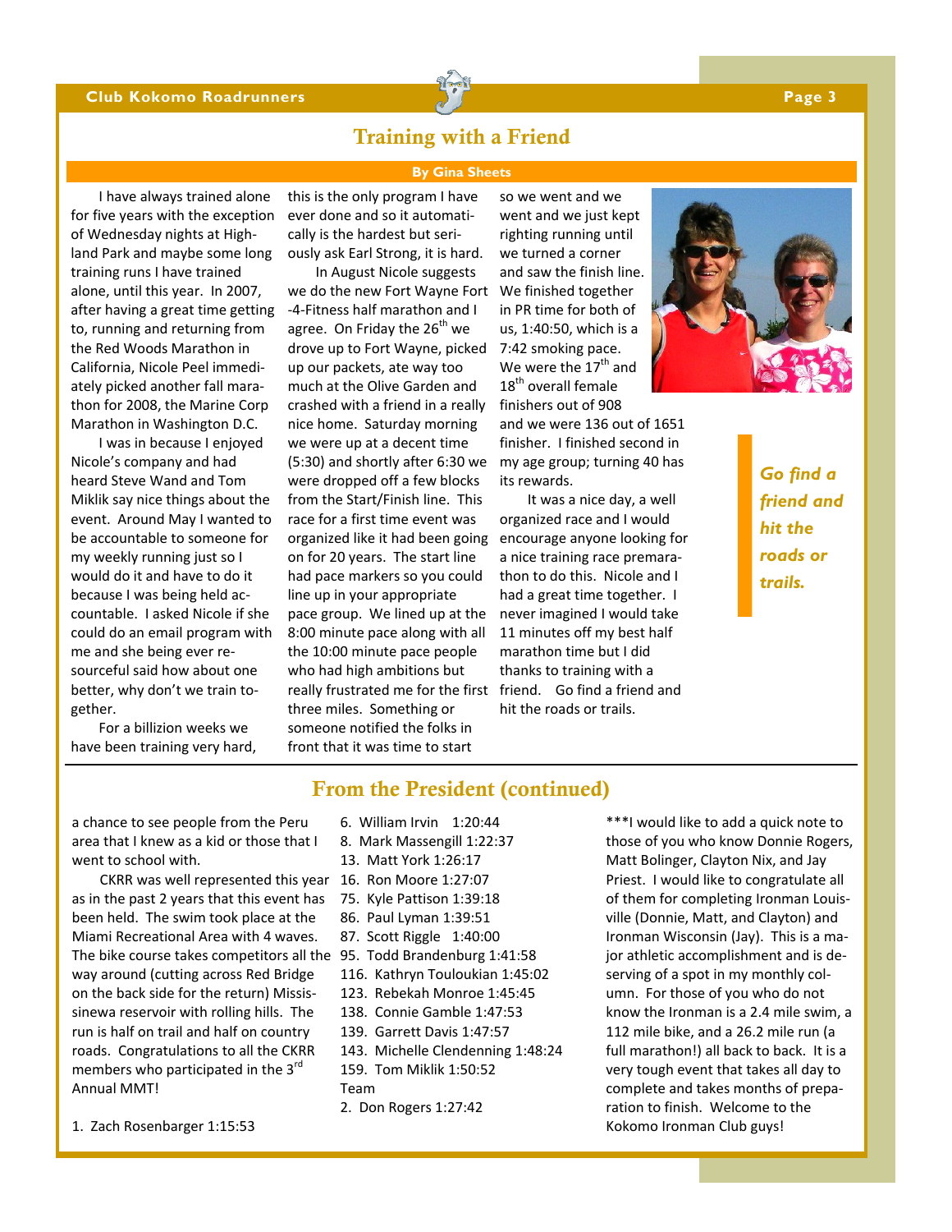## Training with a Friend

**By Gina Sheets**

I have always trained alone for five years with the exception of Wednesday nights at Highland Park and maybe some long training runs I have trained alone, until this year. In 2007, after having a great time getting to, running and returning from the Red Woods Marathon in California, Nicole Peel immediately picked another fall marathon for 2008, the Marine Corp Marathon in Washington D.C.

I was in because I enjoyed Nicole's company and had heard Steve Wand and Tom Miklik say nice things about the event. Around May I wanted to be accountable to someone for my weekly running just so I would do it and have to do it because I was being held accountable. I asked Nicole if she could do an email program with me and she being ever resourceful said how about one better, why don't we train together.

For a billizion weeks we have been training very hard, this is the only program I have ever done and so it automatically is the hardest but seriously ask Earl Strong, it is hard.

In August Nicole suggests we do the new Fort Wayne Fort-4-Fitness half marathon and I agree. On Friday the 26th we drove up to Fort Wayne, picked up our packets, ate way too much at the Olive Garden and crashed with a friend in a really nice home. Saturday morning we were up at a decent time (5:30) and shortly after 6:30 we were dropped off a few blocks from the Start/Finish line. This race for a first time event was organized like it had been going on for 20 years. The start line had pace markers so you could line up in your appropriate pace group. We lined up at the 8:00 minute pace along with all the 10:00 minute pace people who had high ambitions but really frustrated me for the first three miles. Something or someone notified the folks in front that it was time to start so we went and we went and we just kept righting running until we turned a corner and saw the finish line. We finished together in PR time for both of us, 1:40:50, which is a 7:42 smoking pace. We were the 17th and 18th overall female finishers out of 908 and we were 136 out of 1651 finisher. I finished second in my age group; turning 40 has its rewards.

It was a nice day, a well organized race and I would encourage anyone looking for a nice training race premarathon to do this. Nicole and I had a great time together. I never imagined I would take 11 minutes off my best half marathon time but I did thanks to training with a friend. Go find a friend and hit the roads or trails.

***Go find a friend and hit the roads or trails.***

## From the President (continued)

a chance to see people from the Peru area that I knew as a kid or those that I went to school with.

CKRR was well represented this year as in the past 2 years that this event has been held. The swim took place at the Miami Recreational Area with 4 waves. The bike course takes competitors all the way around (cutting across Red Bridge on the back side for the return) Mississinewa reservoir with rolling hills. The run is half on trail and half on country roads. Congratulations to all the CKRR members who participated in the 3rd Annual MMT!

1. Zach Rosenbarger 1:15:53
6. William Irvin 1:20:44
8. Mark Massengill 1:22:37
13. Matt York 1:26:17
16. Ron Moore 1:27:07
75. Kyle Pattison 1:39:18
86. Paul Lyman 1:39:51
87. Scott Riggle 1:40:00
95. Todd Brandenburg 1:41:58
116. Kathryn Touloukian 1:45:02
123. Rebekah Monroe 1:45:45
138. Connie Gamble 1:47:53
139. Garrett Davis 1:47:57
143. Michelle Clendenning 1:48:24
159. Tom Miklik 1:50:52

Team

2. Don Rogers 1:27:42

***I would like to add a quick note to those of you who know Donnie Rogers, Matt Bolinger, Clayton Nix, and Jay Priest. I would like to congratulate all of them for completing Ironman Louisville (Donnie, Matt, and Clayton) and Ironman Wisconsin (Jay). This is a major athletic accomplishment and is deserving of a spot in my monthly column. For those of you who do not know the Ironman is a 2.4 mile swim, a 112 mile bike, and a 26.2 mile run (a full marathon!) all back to back. It is a very tough event that takes all day to complete and takes months of preparation to finish. Welcome to the Kokomo Ironman Club guys!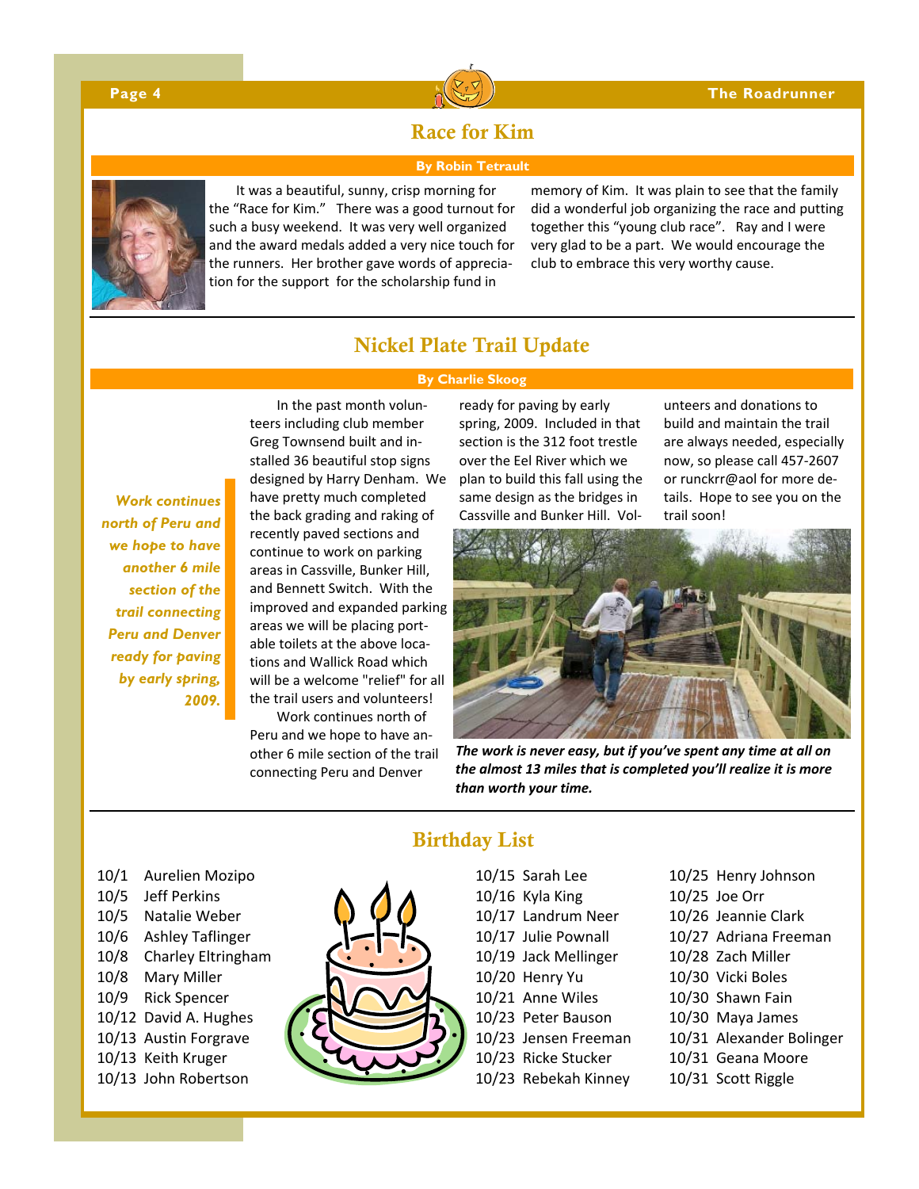## Race for Kim

**By Robin Tetrault**

It was a beautiful, sunny, crisp morning for the "Race for Kim." There was a good turnout for such a busy weekend. It was very well organized and the award medals added a very nice touch for the runners. Her brother gave words of appreciation for the support for the scholarship fund in memory of Kim. It was plain to see that the family did a wonderful job organizing the race and putting together this "young club race". Ray and I were very glad to be a part. We would encourage the club to embrace this very worthy cause.

## Nickel Plate Trail Update

**By Charlie Skoog**

*Work continues north of Peru and we hope to have another 6 mile section of the trail connecting Peru and Denver ready for paving by early spring, 2009.*

In the past month volunteers including club member Greg Townsend built and installed 36 beautiful stop signs designed by Harry Denham. We have pretty much completed the back grading and raking of recently paved sections and continue to work on parking areas in Cassville, Bunker Hill, and Bennett Switch. With the improved and expanded parking areas we will be placing portable toilets at the above locations and Wallick Road which will be a welcome "relief" for all the trail users and volunteers!

Work continues north of Peru and we hope to have another 6 mile section of the trail connecting Peru and Denver ready for paving by early spring, 2009. Included in that section is the 312 foot trestle over the Eel River which we plan to build this fall using the same design as the bridges in Cassville and Bunker Hill. Volunteers and donations to build and maintain the trail are always needed, especially now, so please call 457-2607 or runckrr@aol for more details. Hope to see you on the trail soon!

***The work is never easy, but if you've spent any time at all on the almost 13 miles that is completed you'll realize it is more than worth your time.***

## Birthday List

10/1 Aurelien Mozipo
10/5 Jeff Perkins
10/5 Natalie Weber
10/6 Ashley Taflinger
10/8 Charley Eltringham
10/8 Mary Miller
10/9 Rick Spencer
10/12 David A. Hughes
10/13 Austin Forgrave
10/13 Keith Kruger
10/13 John Robertson
10/15 Sarah Lee
10/16 Kyla King
10/17 Landrum Neer
10/17 Julie Pownall
10/19 Jack Mellinger
10/20 Henry Yu
10/21 Anne Wiles
10/23 Peter Bauson
10/23 Jensen Freeman
10/23 Ricke Stucker
10/23 Rebekah Kinney
10/25 Henry Johnson
10/25 Joe Orr
10/26 Jeannie Clark
10/27 Adriana Freeman
10/28 Zach Miller
10/30 Vicki Boles
10/30 Shawn Fain
10/30 Maya James
10/31 Alexander Bolinger
10/31 Geana Moore
10/31 Scott Riggle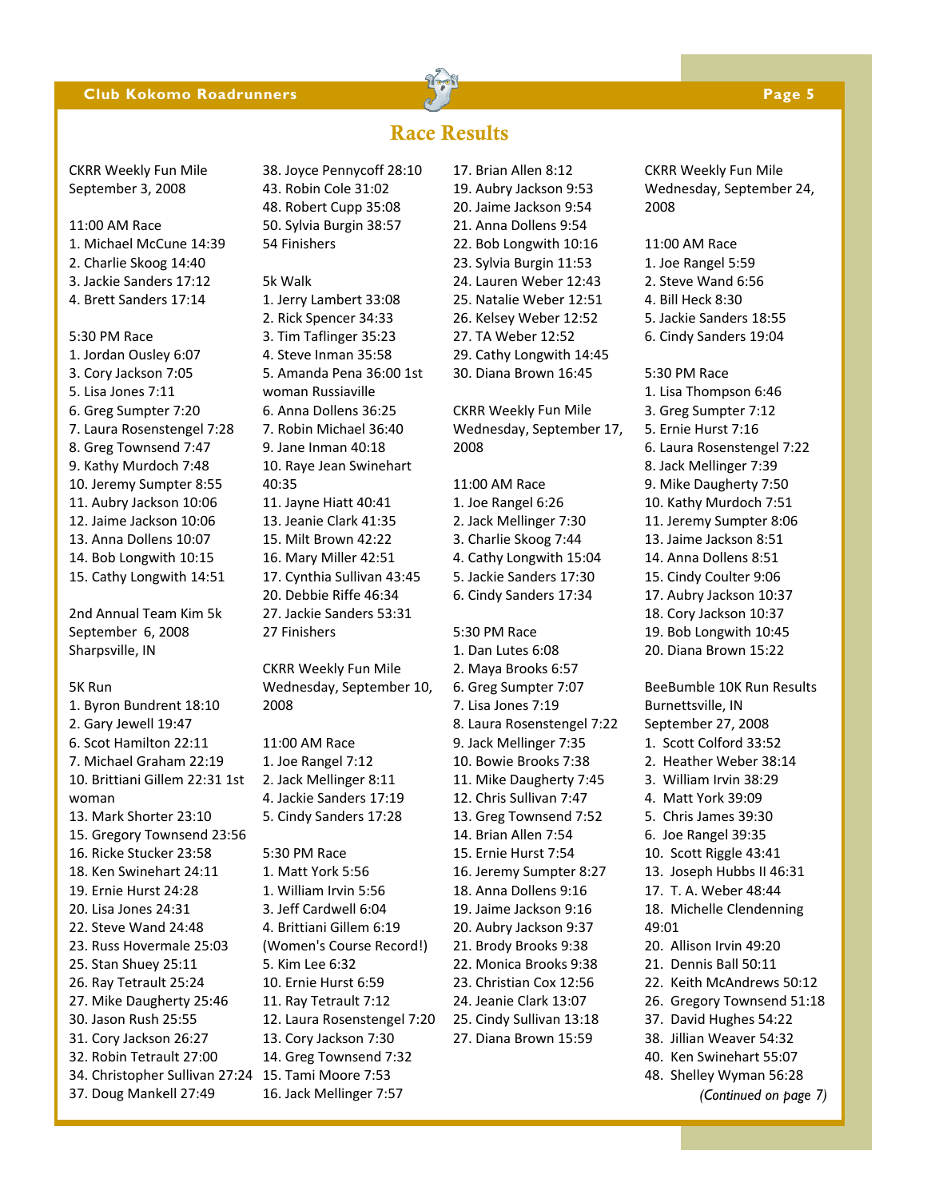## Race Results

CKRR Weekly Fun Mile
September 3, 2008

11:00 AM Race
1. Michael McCune 14:39
2. Charlie Skoog 14:40
3. Jackie Sanders 17:12
4. Brett Sanders 17:14

5:30 PM Race
1. Jordan Ousley 6:07
3. Cory Jackson 7:05
5. Lisa Jones 7:11
6. Greg Sumpter 7:20
7. Laura Rosenstengel 7:28
8. Greg Townsend 7:47
9. Kathy Murdoch 7:48
10. Jeremy Sumpter 8:55
11. Aubry Jackson 10:06
12. Jaime Jackson 10:06
13. Anna Dollens 10:07
14. Bob Longwith 10:15
15. Cathy Longwith 14:51

2nd Annual Team Kim 5k
September 6, 2008
Sharpsville, IN

5K Run
1. Byron Bundrent 18:10
2. Gary Jewell 19:47
6. Scot Hamilton 22:11
7. Michael Graham 22:19
10. Brittiani Gillem 22:31 1st woman
13. Mark Shorter 23:10
15. Gregory Townsend 23:56
16. Ricke Stucker 23:58
18. Ken Swinehart 24:11
19. Ernie Hurst 24:28
20. Lisa Jones 24:31
22. Steve Wand 24:48
23. Russ Hovermale 25:03
25. Stan Shuey 25:11
26. Ray Tetrault 25:24
27. Mike Daugherty 25:46
30. Jason Rush 25:55
31. Cory Jackson 26:27
32. Robin Tetrault 27:00
34. Christopher Sullivan 27:24
37. Doug Mankell 27:49
38. Joyce Pennycoff 28:10
43. Robin Cole 31:02
48. Robert Cupp 35:08
50. Sylvia Burgin 38:57
54 Finishers

5k Walk
1. Jerry Lambert 33:08
2. Rick Spencer 34:33
3. Tim Taflinger 35:23
4. Steve Inman 35:58
5. Amanda Pena 36:00 1st woman Russiaville
6. Anna Dollens 36:25
7. Robin Michael 36:40
9. Jane Inman 40:18
10. Raye Jean Swinehart 40:35
11. Jayne Hiatt 40:41
13. Jeanie Clark 41:35
15. Milt Brown 42:22
16. Mary Miller 42:51
17. Cynthia Sullivan 43:45
20. Debbie Riffe 46:34
27. Jackie Sanders 53:31
27 Finishers

CKRR Weekly Fun Mile
Wednesday, September 10, 2008

11:00 AM Race
1. Joe Rangel 7:12
2. Jack Mellinger 8:11
4. Jackie Sanders 17:19
5. Cindy Sanders 17:28

5:30 PM Race
1. Matt York 5:56
1. William Irvin 5:56
3. Jeff Cardwell 6:04
4. Brittiani Gillem 6:19 (Women's Course Record!)
5. Kim Lee 6:32
10. Ernie Hurst 6:59
11. Ray Tetrault 7:12
12. Laura Rosenstengel 7:20
13. Cory Jackson 7:30
14. Greg Townsend 7:32
15. Tami Moore 7:53
16. Jack Mellinger 7:57
17. Brian Allen 8:12
19. Aubry Jackson 9:53
20. Jaime Jackson 9:54
21. Anna Dollens 9:54
22. Bob Longwith 10:16
23. Sylvia Burgin 11:53
24. Lauren Weber 12:43
25. Natalie Weber 12:51
26. Kelsey Weber 12:52
27. TA Weber 12:52
29. Cathy Longwith 14:45
30. Diana Brown 16:45

CKRR Weekly Fun Mile
Wednesday, September 17, 2008

11:00 AM Race
1. Joe Rangel 6:26
2. Jack Mellinger 7:30
3. Charlie Skoog 7:44
4. Cathy Longwith 15:04
5. Jackie Sanders 17:30
6. Cindy Sanders 17:34

5:30 PM Race
1. Dan Lutes 6:08
2. Maya Brooks 6:57
6. Greg Sumpter 7:07
7. Lisa Jones 7:19
8. Laura Rosenstengel 7:22
9. Jack Mellinger 7:35
10. Bowie Brooks 7:38
11. Mike Daugherty 7:45
12. Chris Sullivan 7:47
13. Greg Townsend 7:52
14. Brian Allen 7:54
15. Ernie Hurst 7:54
16. Jeremy Sumpter 8:27
18. Anna Dollens 9:16
19. Jaime Jackson 9:16
20. Aubry Jackson 9:37
21. Brody Brooks 9:38
22. Monica Brooks 9:38
23. Christian Cox 12:56
24. Jeanie Clark 13:07
25. Cindy Sullivan 13:18
27. Diana Brown 15:59

CKRR Weekly Fun Mile
Wednesday, September 24, 2008

11:00 AM Race
1. Joe Rangel 5:59
2. Steve Wand 6:56
4. Bill Heck 8:30
5. Jackie Sanders 18:55
6. Cindy Sanders 19:04

5:30 PM Race
1. Lisa Thompson 6:46
3. Greg Sumpter 7:12
5. Ernie Hurst 7:16
6. Laura Rosenstengel 7:22
8. Jack Mellinger 7:39
9. Mike Daugherty 7:50
10. Kathy Murdoch 7:51
11. Jeremy Sumpter 8:06
13. Jaime Jackson 8:51
14. Anna Dollens 8:51
15. Cindy Coulter 9:06
17. Aubry Jackson 10:37
18. Cory Jackson 10:37
19. Bob Longwith 10:45
20. Diana Brown 15:22

BeeBumble 10K Run Results
Burnettsville, IN
September 27, 2008
1. Scott Colford 33:52
2. Heather Weber 38:14
3. William Irvin 38:29
4. Matt York 39:09
5. Chris James 39:30
6. Joe Rangel 39:35
10. Scott Riggle 43:41
13. Joseph Hubbs II 46:31
17. T. A. Weber 48:44
18. Michelle Clendenning 49:01
20. Allison Irvin 49:20
21. Dennis Ball 50:11
22. Keith McAndrews 50:12
26. Gregory Townsend 51:18
37. David Hughes 54:22
38. Jillian Weaver 54:32
40. Ken Swinehart 55:07
48. Shelley Wyman 56:28

*(Continued on page 7)*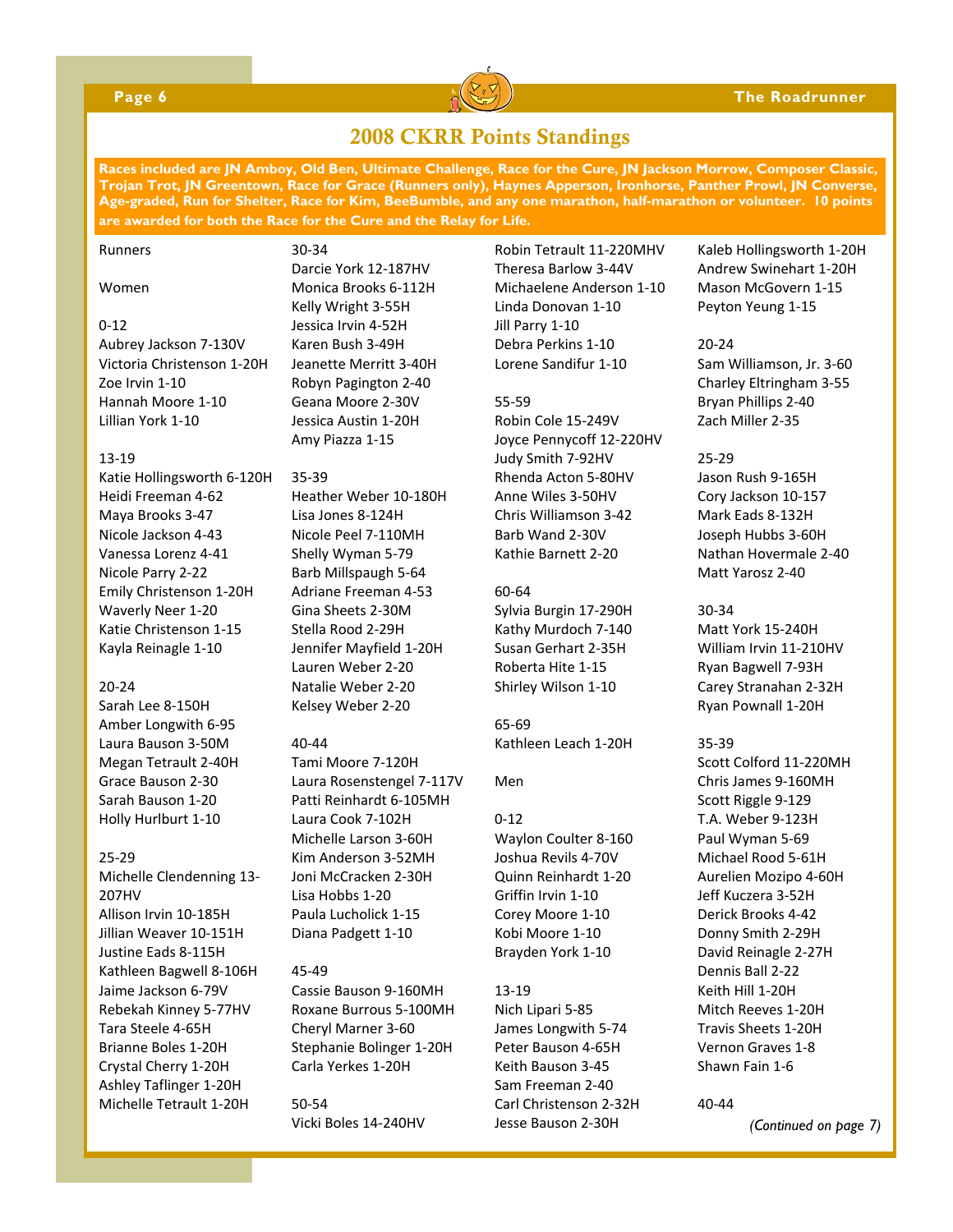# 2008 CKRR Points Standings

**Races included are JN Amboy, Old Ben, Ultimate Challenge, Race for the Cure, JN Jackson Morrow, Composer Classic, Trojan Trot, JN Greentown, Race for Grace (Runners only), Haynes Apperson, Ironhorse, Panther Prowl, JN Converse, Age-graded, Run for Shelter, Race for Kim, BeeBumble, and any one marathon, half-marathon or volunteer. 10 points are awarded for both the Race for the Cure and the Relay for Life.**

Runners

Women

0-12
Aubrey Jackson 7-130V
Victoria Christenson 1-20H
Zoe Irvin 1-10
Hannah Moore 1-10
Lillian York 1-10

13-19
Katie Hollingsworth 6-120H
Heidi Freeman 4-62
Maya Brooks 3-47
Nicole Jackson 4-43
Vanessa Lorenz 4-41
Nicole Parry 2-22
Emily Christenson 1-20H
Waverly Neer 1-20
Katie Christenson 1-15
Kayla Reinagle 1-10

20-24
Sarah Lee 8-150H
Amber Longwith 6-95
Laura Bauson 3-50M
Megan Tetrault 2-40H
Grace Bauson 2-30
Sarah Bauson 1-20
Holly Hurlburt 1-10

25-29
Michelle Clendenning 13-207HV
Allison Irvin 10-185H
Jillian Weaver 10-151H
Justine Eads 8-115H
Kathleen Bagwell 8-106H
Jaime Jackson 6-79V
Rebekah Kinney 5-77HV
Tara Steele 4-65H
Brianne Boles 1-20H
Crystal Cherry 1-20H
Ashley Taflinger 1-20H
Michelle Tetrault 1-20H

30-34
Darcie York 12-187HV
Monica Brooks 6-112H
Kelly Wright 3-55H
Jessica Irvin 4-52H
Karen Bush 3-49H
Jeanette Merritt 3-40H
Robyn Pagington 2-40
Geana Moore 2-30V
Jessica Austin 1-20H
Amy Piazza 1-15

35-39
Heather Weber 10-180H
Lisa Jones 8-124H
Nicole Peel 7-110MH
Shelly Wyman 5-79
Barb Millspaugh 5-64
Adriane Freeman 4-53
Gina Sheets 2-30M
Stella Rood 2-29H
Jennifer Mayfield 1-20H
Lauren Weber 2-20
Natalie Weber 2-20
Kelsey Weber 2-20

40-44
Tami Moore 7-120H
Laura Rosenstengel 7-117V
Patti Reinhardt 6-105MH
Laura Cook 7-102H
Michelle Larson 3-60H
Kim Anderson 3-52MH
Joni McCracken 2-30H
Lisa Hobbs 1-20
Paula Lucholick 1-15
Diana Padgett 1-10

45-49
Cassie Bauson 9-160MH
Roxane Burrous 5-100MH
Cheryl Marner 3-60
Stephanie Bolinger 1-20H
Carla Yerkes 1-20H

50-54
Vicki Boles 14-240HV
Robin Tetrault 11-220MHV
Theresa Barlow 3-44V
Michaelene Anderson 1-10
Linda Donovan 1-10
Jill Parry 1-10
Debra Perkins 1-10
Lorene Sandifur 1-10

55-59
Robin Cole 15-249V
Joyce Pennycoff 12-220HV
Judy Smith 7-92HV
Rhenda Acton 5-80HV
Anne Wiles 3-50HV
Chris Williamson 3-42
Barb Wand 2-30V
Kathie Barnett 2-20

60-64
Sylvia Burgin 17-290H
Kathy Murdoch 7-140
Susan Gerhart 2-35H
Roberta Hite 1-15
Shirley Wilson 1-10

65-69
Kathleen Leach 1-20H

Men

0-12
Waylon Coulter 8-160
Joshua Revils 4-70V
Quinn Reinhardt 1-20
Griffin Irvin 1-10
Corey Moore 1-10
Kobi Moore 1-10
Brayden York 1-10

13-19
Nich Lipari 5-85
James Longwith 5-74
Peter Bauson 4-65H
Keith Bauson 3-45
Sam Freeman 2-40
Carl Christenson 2-32H
Jesse Bauson 2-30H
Kaleb Hollingsworth 1-20H
Andrew Swinehart 1-20H
Mason McGovern 1-15
Peyton Yeung 1-15

20-24
Sam Williamson, Jr. 3-60
Charley Eltringham 3-55
Bryan Phillips 2-40
Zach Miller 2-35

25-29
Jason Rush 9-165H
Cory Jackson 10-157
Mark Eads 8-132H
Joseph Hubbs 3-60H
Nathan Hovermale 2-40
Matt Yarosz 2-40

30-34
Matt York 15-240H
William Irvin 11-210HV
Ryan Bagwell 7-93H
Carey Stranahan 2-32H
Ryan Pownall 1-20H

35-39
Scott Colford 11-220MH
Chris James 9-160MH
Scott Riggle 9-129
T.A. Weber 9-123H
Paul Wyman 5-69
Michael Rood 5-61H
Aurelien Mozipo 4-60H
Jeff Kuczera 3-52H
Derick Brooks 4-42
Donny Smith 2-29H
David Reinagle 2-27H
Dennis Ball 2-22
Keith Hill 1-20H
Mitch Reeves 1-20H
Travis Sheets 1-20H
Vernon Graves 1-8
Shawn Fain 1-6

40-44

*(Continued on page 7)*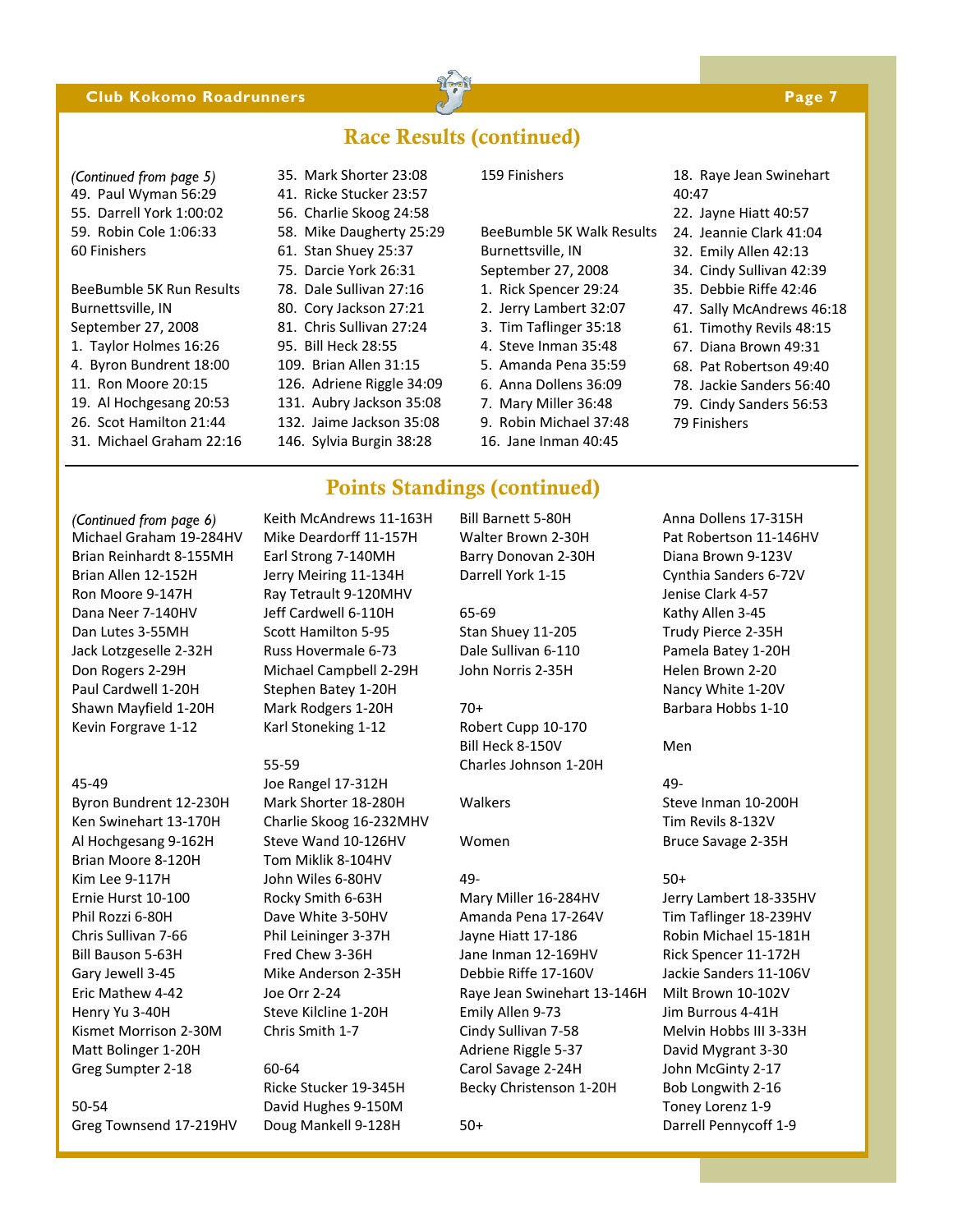## Race Results (continued)

*(Continued from page 5)*

49. Paul Wyman 56:29
55. Darrell York 1:00:02
59. Robin Cole 1:06:33

60 Finishers

BeeBumble 5K Run Results
Burnettsville, IN
September 27, 2008

1. Taylor Holmes 16:26
4. Byron Bundrent 18:00
11. Ron Moore 20:15
19. Al Hochgesang 20:53
26. Scot Hamilton 21:44
31. Michael Graham 22:16
35. Mark Shorter 23:08
41. Ricke Stucker 23:57
56. Charlie Skoog 24:58
58. Mike Daugherty 25:29
61. Stan Shuey 25:37
75. Darcie York 26:31
78. Dale Sullivan 27:16
80. Cory Jackson 27:21
81. Chris Sullivan 27:24
95. Bill Heck 28:55
109. Brian Allen 31:15
126. Adriene Riggle 34:09
131. Aubry Jackson 35:08
132. Jaime Jackson 35:08
146. Sylvia Burgin 38:28

159 Finishers

BeeBumble 5K Walk Results
Burnettsville, IN
September 27, 2008

1. Rick Spencer 29:24
2. Jerry Lambert 32:07
3. Tim Taflinger 35:18
4. Steve Inman 35:48
5. Amanda Pena 35:59
6. Anna Dollens 36:09
7. Mary Miller 36:48
9. Robin Michael 37:48
16. Jane Inman 40:45
18. Raye Jean Swinehart 40:47
22. Jayne Hiatt 40:57
24. Jeannie Clark 41:04
32. Emily Allen 42:13
34. Cindy Sullivan 42:39
35. Debbie Riffe 42:46
47. Sally McAndrews 46:18
61. Timothy Revils 48:15
67. Diana Brown 49:31
68. Pat Robertson 49:40
78. Jackie Sanders 56:40
79. Cindy Sanders 56:53

79 Finishers

## Points Standings (continued)

*(Continued from page 6)*

Michael Graham 19-284HV
Brian Reinhardt 8-155MH
Brian Allen 12-152H
Ron Moore 9-147H
Dana Neer 7-140HV
Dan Lutes 3-55MH
Jack Lotzgeselle 2-32H
Don Rogers 2-29H
Paul Cardwell 1-20H
Shawn Mayfield 1-20H
Kevin Forgrave 1-12

45-49

Byron Bundrent 12-230H
Ken Swinehart 13-170H
Al Hochgesang 9-162H
Brian Moore 8-120H
Kim Lee 9-117H
Ernie Hurst 10-100
Phil Rozzi 6-80H
Chris Sullivan 7-66
Bill Bauson 5-63H
Gary Jewell 3-45
Eric Mathew 4-42
Henry Yu 3-40H
Kismet Morrison 2-30M
Matt Bolinger 1-20H
Greg Sumpter 2-18

50-54

Greg Townsend 17-219HV
Keith McAndrews 11-163H
Mike Deardorff 11-157H
Earl Strong 7-140MH
Jerry Meiring 11-134H
Ray Tetrault 9-120MHV
Jeff Cardwell 6-110H
Scott Hamilton 5-95
Russ Hovermale 6-73
Michael Campbell 2-29H
Stephen Batey 1-20H
Mark Rodgers 1-20H
Karl Stoneking 1-12

55-59

Joe Rangel 17-312H
Mark Shorter 18-280H
Charlie Skoog 16-232MHV
Steve Wand 10-126HV
Tom Miklik 8-104HV
John Wiles 6-80HV
Rocky Smith 6-63H
Dave White 3-50HV
Phil Leininger 3-37H
Fred Chew 3-36H
Mike Anderson 2-35H
Joe Orr 2-24
Steve Kilcline 1-20H
Chris Smith 1-7

60-64

Ricke Stucker 19-345H
David Hughes 9-150M
Doug Mankell 9-128H
Bill Barnett 5-80H
Walter Brown 2-30H
Barry Donovan 2-30H
Darrell York 1-15

65-69

Stan Shuey 11-205
Dale Sullivan 6-110
John Norris 2-35H

70+

Robert Cupp 10-170
Bill Heck 8-150V
Charles Johnson 1-20H

Walkers

Women

49-

Mary Miller 16-284HV
Amanda Pena 17-264V
Jayne Hiatt 17-186
Jane Inman 12-169HV
Debbie Riffe 17-160V
Raye Jean Swinehart 13-146H
Emily Allen 9-73
Cindy Sullivan 7-58
Adriene Riggle 5-37
Carol Savage 2-24H
Becky Christenson 1-20H

50+

Anna Dollens 17-315H
Pat Robertson 11-146HV
Diana Brown 9-123V
Cynthia Sanders 6-72V
Jenise Clark 4-57
Kathy Allen 3-45
Trudy Pierce 2-35H
Pamela Batey 1-20H
Helen Brown 2-20
Nancy White 1-20V
Barbara Hobbs 1-10

Men

49-

Steve Inman 10-200H
Tim Revils 8-132V
Bruce Savage 2-35H

50+

Jerry Lambert 18-335HV
Tim Taflinger 18-239HV
Robin Michael 15-181H
Rick Spencer 11-172H
Jackie Sanders 11-106V
Milt Brown 10-102V
Jim Burrous 4-41H
Melvin Hobbs III 3-33H
David Mygrant 3-30
John McGinty 2-17
Bob Longwith 2-16
Toney Lorenz 1-9
Darrell Pennycoff 1-9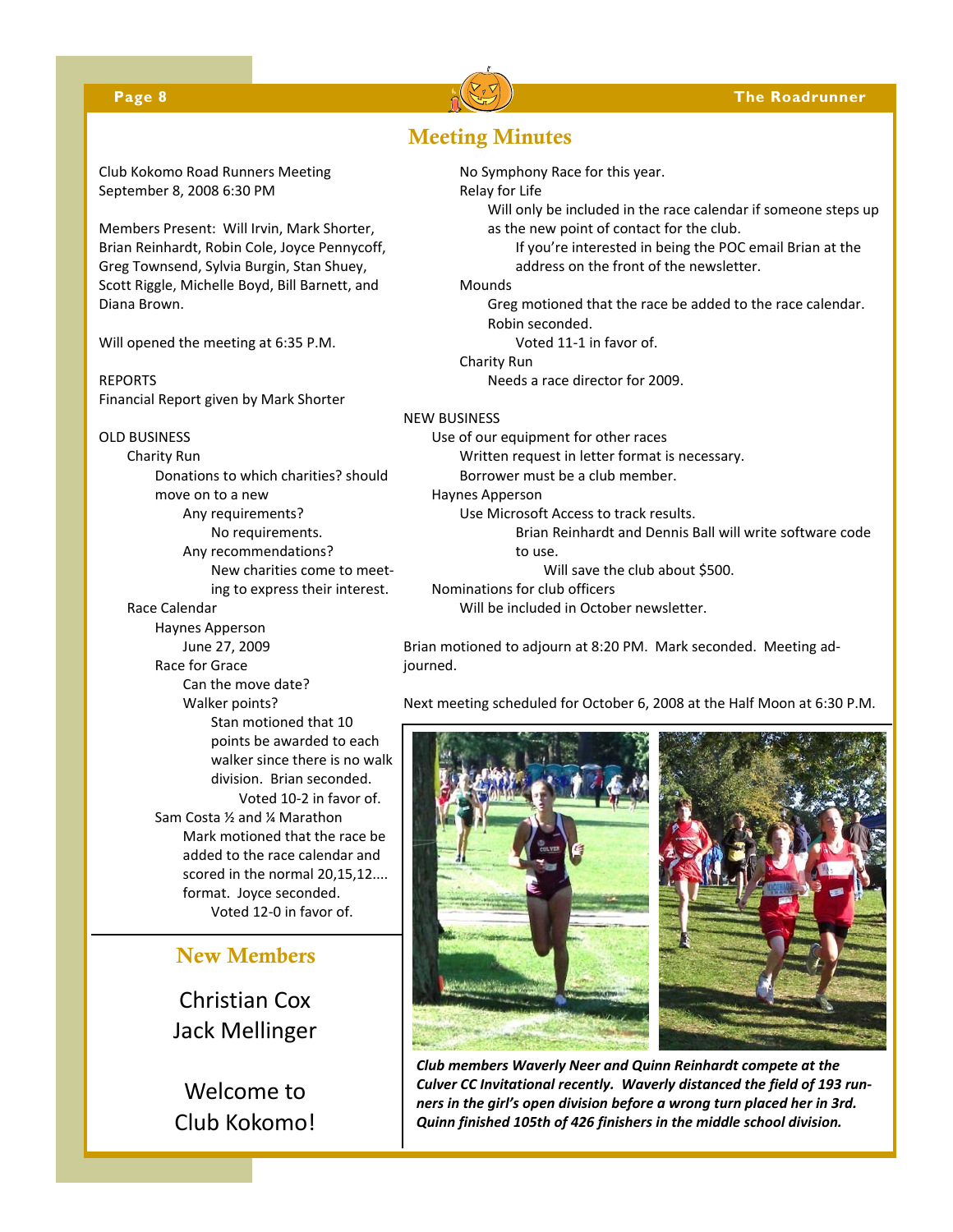## Meeting Minutes

Club Kokomo Road Runners Meeting
September 8, 2008 6:30 PM

Members Present: Will Irvin, Mark Shorter, Brian Reinhardt, Robin Cole, Joyce Pennycoff, Greg Townsend, Sylvia Burgin, Stan Shuey, Scott Riggle, Michelle Boyd, Bill Barnett, and Diana Brown.

Will opened the meeting at 6:35 P.M.

REPORTS
Financial Report given by Mark Shorter

OLD BUSINESS

- Charity Run
  - Donations to which charities? should move on to a new
    - Any requirements?
      - No requirements.
    - Any recommendations?
      - New charities come to meeting to express their interest.
- Race Calendar
  - Haynes Apperson
    - June 27, 2009
  - Race for Grace
    - Can the move date?
    - Walker points?
      - Stan motioned that 10 points be awarded to each walker since there is no walk division. Brian seconded.
        - Voted 10-2 in favor of.
  - Sam Costa ½ and ¼ Marathon
    - Mark motioned that the race be added to the race calendar and scored in the normal 20,15,12.... format. Joyce seconded.
      - Voted 12-0 in favor of.
  - No Symphony Race for this year.
  - Relay for Life
    - Will only be included in the race calendar if someone steps up as the new point of contact for the club.
      - If you're interested in being the POC email Brian at the address on the front of the newsletter.
  - Mounds
    - Greg motioned that the race be added to the race calendar. Robin seconded.
      - Voted 11-1 in favor of.
  - Charity Run
    - Needs a race director for 2009.

NEW BUSINESS

- Use of our equipment for other races
  - Written request in letter format is necessary.
  - Borrower must be a club member.
- Haynes Apperson
  - Use Microsoft Access to track results.
    - Brian Reinhardt and Dennis Ball will write software code to use.
      - Will save the club about $500.
- Nominations for club officers
  - Will be included in October newsletter.

Brian motioned to adjourn at 8:20 PM. Mark seconded. Meeting adjourned.

Next meeting scheduled for October 6, 2008 at the Half Moon at 6:30 P.M.

## New Members

Christian Cox
Jack Mellinger

Welcome to Club Kokomo!

***Club members Waverly Neer and Quinn Reinhardt compete at the Culver CC Invitational recently. Waverly distanced the field of 193 runners in the girl's open division before a wrong turn placed her in 3rd. Quinn finished 105th of 426 finishers in the middle school division.***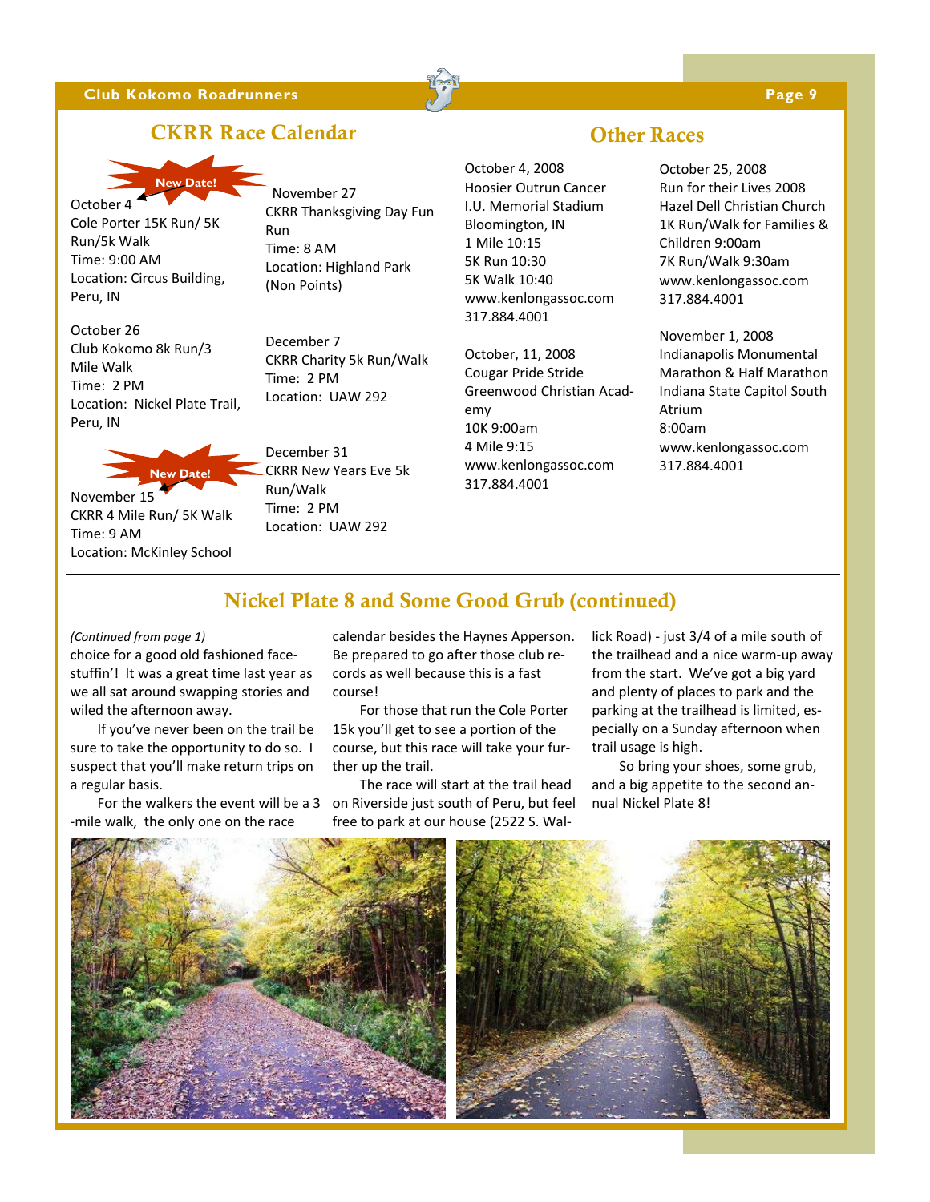## CKRR Race Calendar

**New Date!**

October 4
Cole Porter 15K Run/ 5K Run/5k Walk
Time: 9:00 AM
Location: Circus Building, Peru, IN

October 26
Club Kokomo 8k Run/3 Mile Walk
Time: 2 PM
Location: Nickel Plate Trail, Peru, IN

**New Date!**

November 15
CKRR 4 Mile Run/ 5K Walk
Time: 9 AM
Location: McKinley School

November 27
CKRR Thanksgiving Day Fun Run
Time: 8 AM
Location: Highland Park
(Non Points)

December 7
CKRR Charity 5k Run/Walk
Time: 2 PM
Location: UAW 292

December 31
CKRR New Years Eve 5k Run/Walk
Time: 2 PM
Location: UAW 292

## Other Races

October 4, 2008
Hoosier Outrun Cancer
I.U. Memorial Stadium
Bloomington, IN
1 Mile 10:15
5K Run 10:30
5K Walk 10:40
www.kenlongassoc.com
317.884.4001

October, 11, 2008
Cougar Pride Stride
Greenwood Christian Academy
10K 9:00am
4 Mile 9:15
www.kenlongassoc.com
317.884.4001

October 25, 2008
Run for their Lives 2008
Hazel Dell Christian Church
1K Run/Walk for Families & Children 9:00am
7K Run/Walk 9:30am
www.kenlongassoc.com
317.884.4001

November 1, 2008
Indianapolis Monumental Marathon & Half Marathon
Indiana State Capitol South Atrium
8:00am
www.kenlongassoc.com
317.884.4001

## Nickel Plate 8 and Some Good Grub (continued)

*(Continued from page 1)*

choice for a good old fashioned face-stuffin'! It was a great time last year as we all sat around swapping stories and wiled the afternoon away.

If you've never been on the trail be sure to take the opportunity to do so. I suspect that you'll make return trips on a regular basis.

For the walkers the event will be a 3-mile walk, the only one on the race calendar besides the Haynes Apperson. Be prepared to go after those club records as well because this is a fast course!

For those that run the Cole Porter 15k you'll get to see a portion of the course, but this race will take your further up the trail.

The race will start at the trail head on Riverside just south of Peru, but feel free to park at our house (2522 S. Wallick Road) - just 3/4 of a mile south of the trailhead and a nice warm-up away from the start. We've got a big yard and plenty of places to park and the parking at the trailhead is limited, especially on a Sunday afternoon when trail usage is high.

So bring your shoes, some grub, and a big appetite to the second annual Nickel Plate 8!